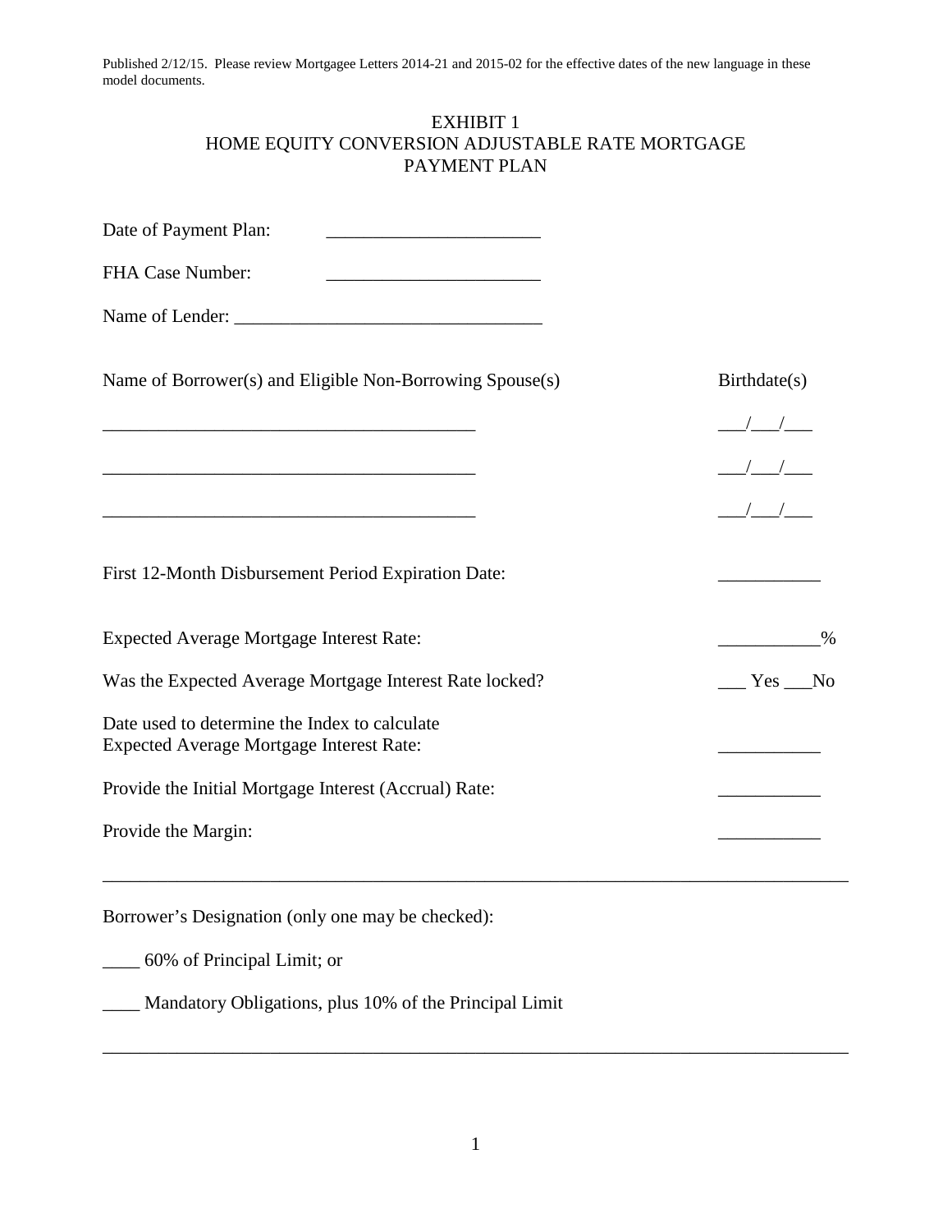Published 2/12/15. Please review Mortgagee Letters 2014-21 and 2015-02 for the effective dates of the new language in these model documents.

# EXHIBIT 1
# HOME EQUITY CONVERSION ADJUSTABLE RATE MORTGAGE PAYMENT PLAN

Date of Payment Plan: ______________________

FHA Case Number: ______________________

Name of Lender: ________________________________

Name of Borrower(s) and Eligible Non-Borrowing Spouse(s) — Birthdate(s)

_______________________________________ ___/___/___

_______________________________________ ___/___/___

_______________________________________ ___/___/___

First 12-Month Disbursement Period Expiration Date: __________

Expected Average Mortgage Interest Rate: __________%

Was the Expected Average Mortgage Interest Rate locked? ___ Yes ___No

Date used to determine the Index to calculate Expected Average Mortgage Interest Rate: __________

Provide the Initial Mortgage Interest (Accrual) Rate: __________

Provide the Margin: __________

---

Borrower's Designation (only one may be checked):

____ 60% of Principal Limit; or

____ Mandatory Obligations, plus 10% of the Principal Limit

---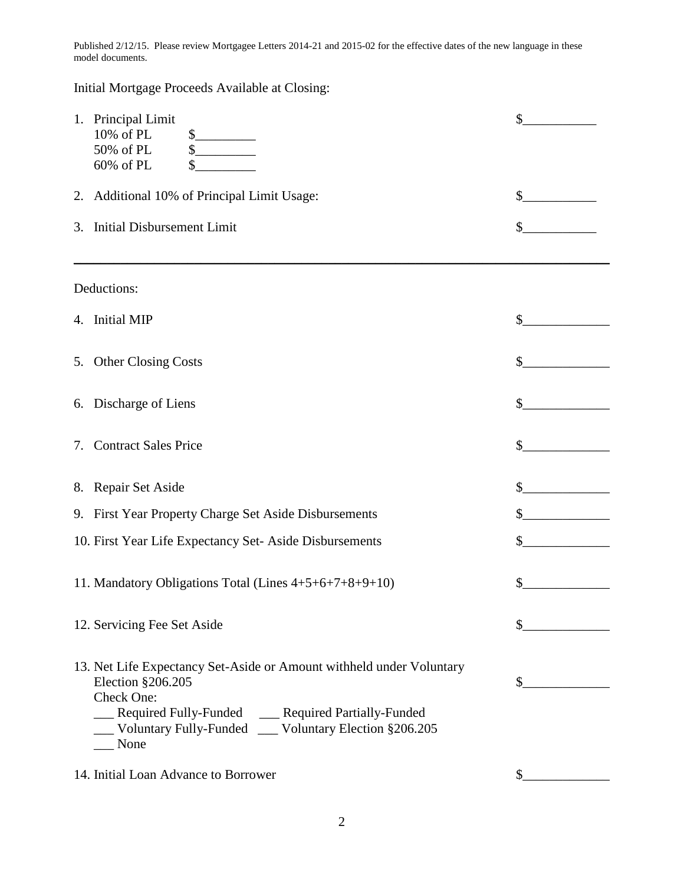Published 2/12/15. Please review Mortgagee Letters 2014-21 and 2015-02 for the effective dates of the new language in these model documents.

Initial Mortgage Proceeds Available at Closing:

1. Principal Limit $___________
   10% of PL $_________
   50% of PL $_________
   60% of PL $_________

2. Additional 10% of Principal Limit Usage: $___________

3. Initial Disbursement Limit $___________

---

Deductions:

4. Initial MIP $_____________

5. Other Closing Costs $_____________

6. Discharge of Liens $_____________

7. Contract Sales Price $_____________

8. Repair Set Aside $_____________

9. First Year Property Charge Set Aside Disbursements $_____________

10. First Year Life Expectancy Set- Aside Disbursements $_____________

11. Mandatory Obligations Total (Lines 4+5+6+7+8+9+10) $_____________

12. Servicing Fee Set Aside $_____________

13. Net Life Expectancy Set-Aside or Amount withheld under Voluntary Election §206.205 $_____________
    Check One:
    ___ Required Fully-Funded ___ Required Partially-Funded
    ___ Voluntary Fully-Funded ___ Voluntary Election §206.205
    ___ None

14. Initial Loan Advance to Borrower $_____________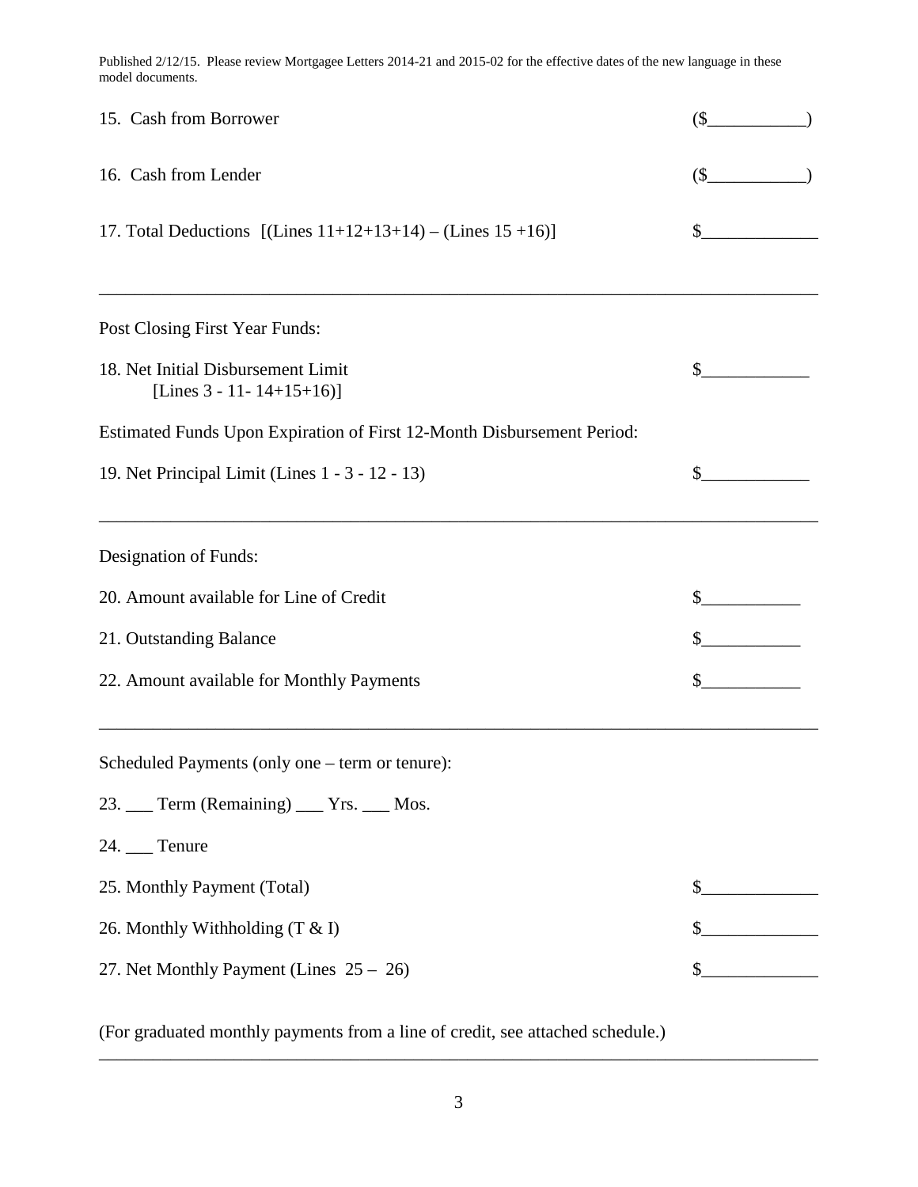Published 2/12/15. Please review Mortgagee Letters 2014-21 and 2015-02 for the effective dates of the new language in these model documents.

15. Cash from Borrower ($___________)

16. Cash from Lender ($___________)

17. Total Deductions [(Lines 11+12+13+14) – (Lines 15 +16)] $_____________

---

Post Closing First Year Funds:

18. Net Initial Disbursement Limit $____________
    [Lines 3 - 11- 14+15+16)]

Estimated Funds Upon Expiration of First 12-Month Disbursement Period:

19. Net Principal Limit (Lines 1 - 3 - 12 - 13) $____________

---

Designation of Funds:

20. Amount available for Line of Credit $___________

21. Outstanding Balance $___________

22. Amount available for Monthly Payments $___________

---

Scheduled Payments (only one – term or tenure):

23. ___ Term (Remaining) ___ Yrs. ___ Mos.

24. ___ Tenure

25. Monthly Payment (Total) $_____________

26. Monthly Withholding (T & I) $_____________

27. Net Monthly Payment (Lines 25 – 26) $_____________

(For graduated monthly payments from a line of credit, see attached schedule.)

---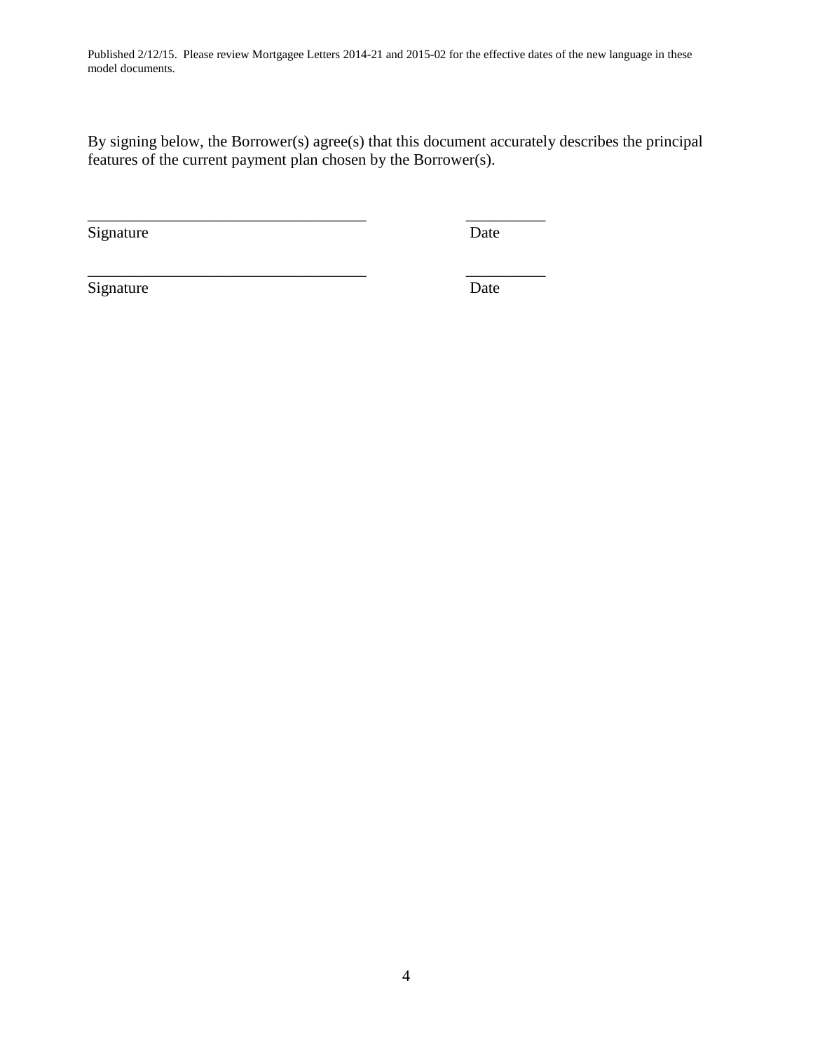Published 2/12/15. Please review Mortgagee Letters 2014-21 and 2015-02 for the effective dates of the new language in these model documents.

By signing below, the Borrower(s) agree(s) that this document accurately describes the principal features of the current payment plan chosen by the Borrower(s).

___________________________________ __________

Signature Date

___________________________________ __________

Signature Date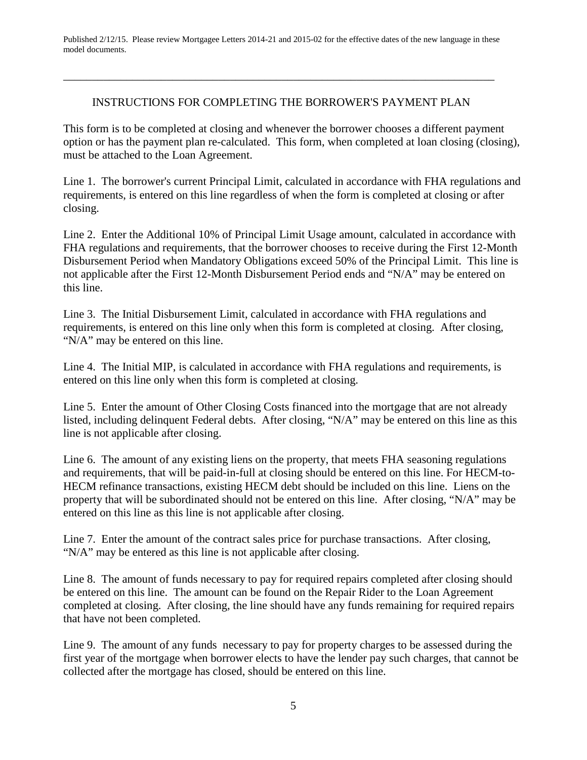Published 2/12/15. Please review Mortgagee Letters 2014-21 and 2015-02 for the effective dates of the new language in these model documents.

---

## INSTRUCTIONS FOR COMPLETING THE BORROWER'S PAYMENT PLAN

This form is to be completed at closing and whenever the borrower chooses a different payment option or has the payment plan re-calculated. This form, when completed at loan closing (closing), must be attached to the Loan Agreement.

Line 1. The borrower's current Principal Limit, calculated in accordance with FHA regulations and requirements, is entered on this line regardless of when the form is completed at closing or after closing.

Line 2. Enter the Additional 10% of Principal Limit Usage amount, calculated in accordance with FHA regulations and requirements, that the borrower chooses to receive during the First 12-Month Disbursement Period when Mandatory Obligations exceed 50% of the Principal Limit. This line is not applicable after the First 12-Month Disbursement Period ends and "N/A" may be entered on this line.

Line 3. The Initial Disbursement Limit, calculated in accordance with FHA regulations and requirements, is entered on this line only when this form is completed at closing. After closing, "N/A" may be entered on this line.

Line 4. The Initial MIP, is calculated in accordance with FHA regulations and requirements, is entered on this line only when this form is completed at closing.

Line 5. Enter the amount of Other Closing Costs financed into the mortgage that are not already listed, including delinquent Federal debts. After closing, "N/A" may be entered on this line as this line is not applicable after closing.

Line 6. The amount of any existing liens on the property, that meets FHA seasoning regulations and requirements, that will be paid-in-full at closing should be entered on this line. For HECM-to-HECM refinance transactions, existing HECM debt should be included on this line. Liens on the property that will be subordinated should not be entered on this line. After closing, "N/A" may be entered on this line as this line is not applicable after closing.

Line 7. Enter the amount of the contract sales price for purchase transactions. After closing, "N/A" may be entered as this line is not applicable after closing.

Line 8. The amount of funds necessary to pay for required repairs completed after closing should be entered on this line. The amount can be found on the Repair Rider to the Loan Agreement completed at closing. After closing, the line should have any funds remaining for required repairs that have not been completed.

Line 9. The amount of any funds necessary to pay for property charges to be assessed during the first year of the mortgage when borrower elects to have the lender pay such charges, that cannot be collected after the mortgage has closed, should be entered on this line.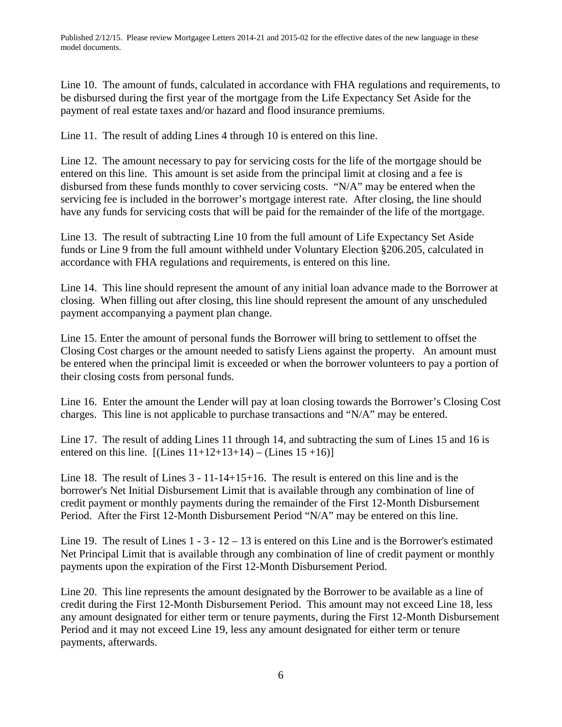Published 2/12/15. Please review Mortgagee Letters 2014-21 and 2015-02 for the effective dates of the new language in these model documents.

Line 10. The amount of funds, calculated in accordance with FHA regulations and requirements, to be disbursed during the first year of the mortgage from the Life Expectancy Set Aside for the payment of real estate taxes and/or hazard and flood insurance premiums.

Line 11. The result of adding Lines 4 through 10 is entered on this line.

Line 12. The amount necessary to pay for servicing costs for the life of the mortgage should be entered on this line. This amount is set aside from the principal limit at closing and a fee is disbursed from these funds monthly to cover servicing costs. "N/A" may be entered when the servicing fee is included in the borrower's mortgage interest rate. After closing, the line should have any funds for servicing costs that will be paid for the remainder of the life of the mortgage.

Line 13. The result of subtracting Line 10 from the full amount of Life Expectancy Set Aside funds or Line 9 from the full amount withheld under Voluntary Election §206.205, calculated in accordance with FHA regulations and requirements, is entered on this line.

Line 14. This line should represent the amount of any initial loan advance made to the Borrower at closing. When filling out after closing, this line should represent the amount of any unscheduled payment accompanying a payment plan change.

Line 15. Enter the amount of personal funds the Borrower will bring to settlement to offset the Closing Cost charges or the amount needed to satisfy Liens against the property. An amount must be entered when the principal limit is exceeded or when the borrower volunteers to pay a portion of their closing costs from personal funds.

Line 16. Enter the amount the Lender will pay at loan closing towards the Borrower's Closing Cost charges. This line is not applicable to purchase transactions and "N/A" may be entered.

Line 17. The result of adding Lines 11 through 14, and subtracting the sum of Lines 15 and 16 is entered on this line. [(Lines 11+12+13+14) – (Lines 15 +16)]

Line 18. The result of Lines 3 - 11-14+15+16. The result is entered on this line and is the borrower's Net Initial Disbursement Limit that is available through any combination of line of credit payment or monthly payments during the remainder of the First 12-Month Disbursement Period. After the First 12-Month Disbursement Period "N/A" may be entered on this line.

Line 19. The result of Lines 1 - 3 - 12 – 13 is entered on this Line and is the Borrower's estimated Net Principal Limit that is available through any combination of line of credit payment or monthly payments upon the expiration of the First 12-Month Disbursement Period.

Line 20. This line represents the amount designated by the Borrower to be available as a line of credit during the First 12-Month Disbursement Period. This amount may not exceed Line 18, less any amount designated for either term or tenure payments, during the First 12-Month Disbursement Period and it may not exceed Line 19, less any amount designated for either term or tenure payments, afterwards.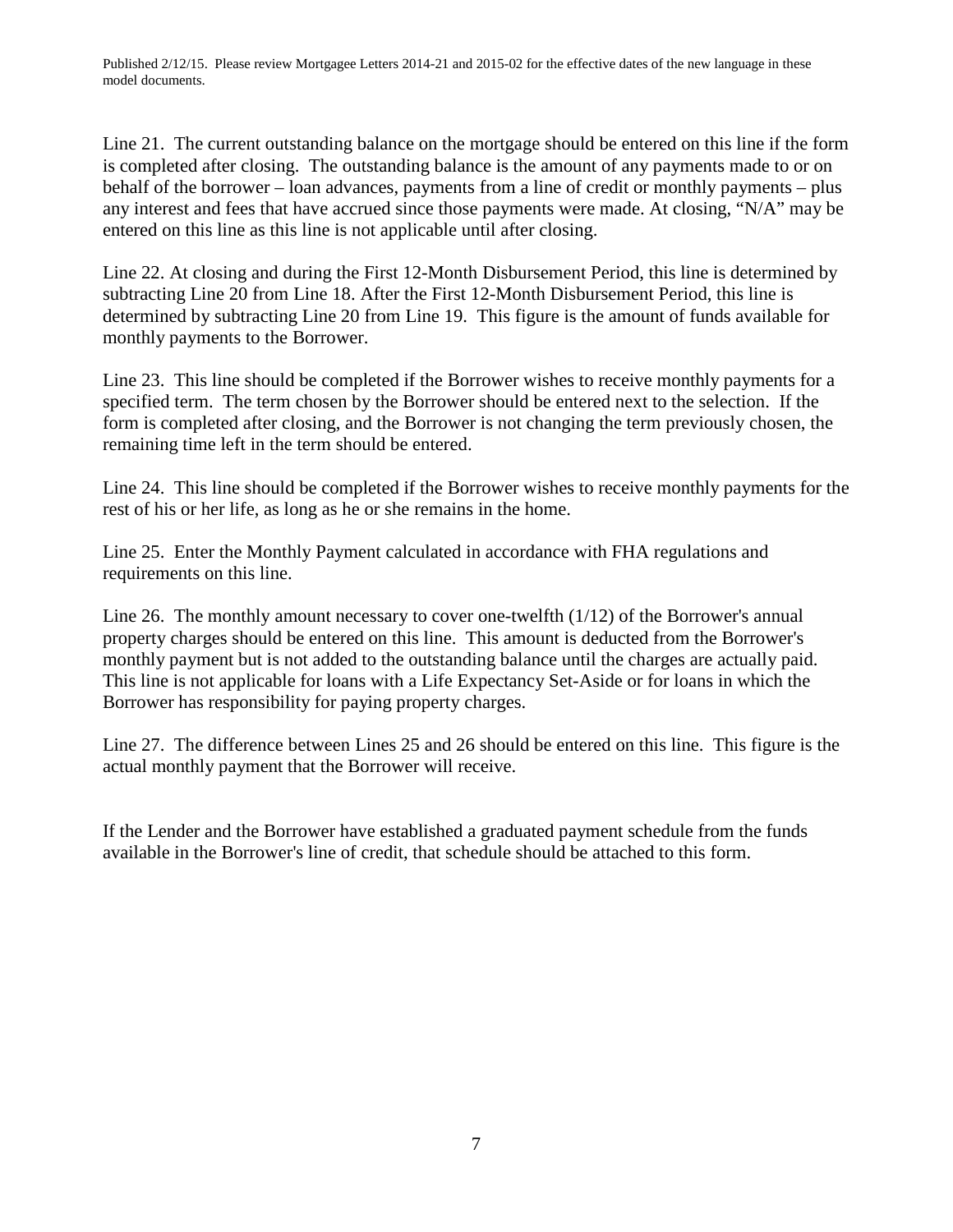Published 2/12/15. Please review Mortgagee Letters 2014-21 and 2015-02 for the effective dates of the new language in these model documents.

Line 21. The current outstanding balance on the mortgage should be entered on this line if the form is completed after closing. The outstanding balance is the amount of any payments made to or on behalf of the borrower – loan advances, payments from a line of credit or monthly payments – plus any interest and fees that have accrued since those payments were made. At closing, "N/A" may be entered on this line as this line is not applicable until after closing.

Line 22. At closing and during the First 12-Month Disbursement Period, this line is determined by subtracting Line 20 from Line 18. After the First 12-Month Disbursement Period, this line is determined by subtracting Line 20 from Line 19. This figure is the amount of funds available for monthly payments to the Borrower.

Line 23. This line should be completed if the Borrower wishes to receive monthly payments for a specified term. The term chosen by the Borrower should be entered next to the selection. If the form is completed after closing, and the Borrower is not changing the term previously chosen, the remaining time left in the term should be entered.

Line 24. This line should be completed if the Borrower wishes to receive monthly payments for the rest of his or her life, as long as he or she remains in the home.

Line 25. Enter the Monthly Payment calculated in accordance with FHA regulations and requirements on this line.

Line 26. The monthly amount necessary to cover one-twelfth (1/12) of the Borrower's annual property charges should be entered on this line. This amount is deducted from the Borrower's monthly payment but is not added to the outstanding balance until the charges are actually paid. This line is not applicable for loans with a Life Expectancy Set-Aside or for loans in which the Borrower has responsibility for paying property charges.

Line 27. The difference between Lines 25 and 26 should be entered on this line. This figure is the actual monthly payment that the Borrower will receive.

If the Lender and the Borrower have established a graduated payment schedule from the funds available in the Borrower's line of credit, that schedule should be attached to this form.